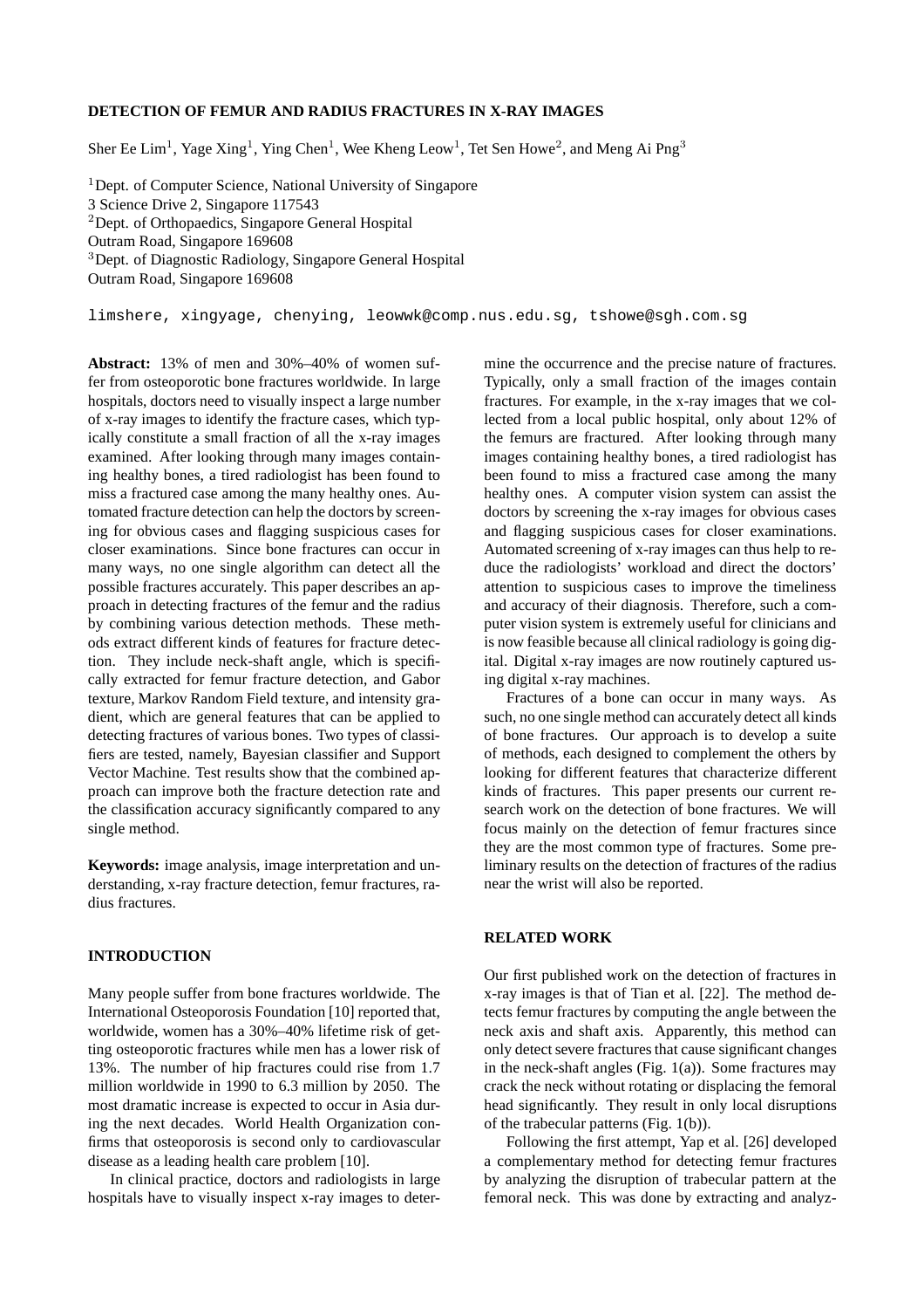# DETECTION OF FEMUR AND RADIUS FRACTURES IN X-RAY IMAGES

Sher Ee Lim[1], Yage Xing[1], Ying Chen[1], Wee Kheng Leow[1], Tet Sen Howe[2], and Meng Ai Png[3]

[1]Dept. of Computer Science, National University of Singapore
3 Science Drive 2, Singapore 117543
[2]Dept. of Orthopaedics, Singapore General Hospital
Outram Road, Singapore 169608
[3]Dept. of Diagnostic Radiology, Singapore General Hospital
Outram Road, Singapore 169608

limshere, xingyage, chenying, leowwk@comp.nus.edu.sg, tshowe@sgh.com.sg

**Abstract:** 13% of men and 30%–40% of women suffer from osteoporotic bone fractures worldwide. In large hospitals, doctors need to visually inspect a large number of x-ray images to identify the fracture cases, which typically constitute a small fraction of all the x-ray images examined. After looking through many images containing healthy bones, a tired radiologist has been found to miss a fractured case among the many healthy ones. Automated fracture detection can help the doctors by screening for obvious cases and flagging suspicious cases for closer examinations. Since bone fractures can occur in many ways, no one single algorithm can detect all the possible fractures accurately. This paper describes an approach in detecting fractures of the femur and the radius by combining various detection methods. These methods extract different kinds of features for fracture detection. They include neck-shaft angle, which is specifically extracted for femur fracture detection, and Gabor texture, Markov Random Field texture, and intensity gradient, which are general features that can be applied to detecting fractures of various bones. Two types of classifiers are tested, namely, Bayesian classifier and Support Vector Machine. Test results show that the combined approach can improve both the fracture detection rate and the classification accuracy significantly compared to any single method.

**Keywords:** image analysis, image interpretation and understanding, x-ray fracture detection, femur fractures, radius fractures.

## INTRODUCTION

Many people suffer from bone fractures worldwide. The International Osteoporosis Foundation [10] reported that, worldwide, women has a 30%–40% lifetime risk of getting osteoporotic fractures while men has a lower risk of 13%. The number of hip fractures could rise from 1.7 million worldwide in 1990 to 6.3 million by 2050. The most dramatic increase is expected to occur in Asia during the next decades. World Health Organization confirms that osteoporosis is second only to cardiovascular disease as a leading health care problem [10].

In clinical practice, doctors and radiologists in large hospitals have to visually inspect x-ray images to determine the occurrence and the precise nature of fractures. Typically, only a small fraction of the images contain fractures. For example, in the x-ray images that we collected from a local public hospital, only about 12% of the femurs are fractured. After looking through many images containing healthy bones, a tired radiologist has been found to miss a fractured case among the many healthy ones. A computer vision system can assist the doctors by screening the x-ray images for obvious cases and flagging suspicious cases for closer examinations. Automated screening of x-ray images can thus help to reduce the radiologists' workload and direct the doctors' attention to suspicious cases to improve the timeliness and accuracy of their diagnosis. Therefore, such a computer vision system is extremely useful for clinicians and is now feasible because all clinical radiology is going digital. Digital x-ray images are now routinely captured using digital x-ray machines.

Fractures of a bone can occur in many ways. As such, no one single method can accurately detect all kinds of bone fractures. Our approach is to develop a suite of methods, each designed to complement the others by looking for different features that characterize different kinds of fractures. This paper presents our current research work on the detection of bone fractures. We will focus mainly on the detection of femur fractures since they are the most common type of fractures. Some preliminary results on the detection of fractures of the radius near the wrist will also be reported.

## RELATED WORK

Our first published work on the detection of fractures in x-ray images is that of Tian et al. [22]. The method detects femur fractures by computing the angle between the neck axis and shaft axis. Apparently, this method can only detect severe fractures that cause significant changes in the neck-shaft angles (Fig. 1(a)). Some fractures may crack the neck without rotating or displacing the femoral head significantly. They result in only local disruptions of the trabecular patterns (Fig. 1(b)).

Following the first attempt, Yap et al. [26] developed a complementary method for detecting femur fractures by analyzing the disruption of trabecular pattern at the femoral neck. This was done by extracting and analyz-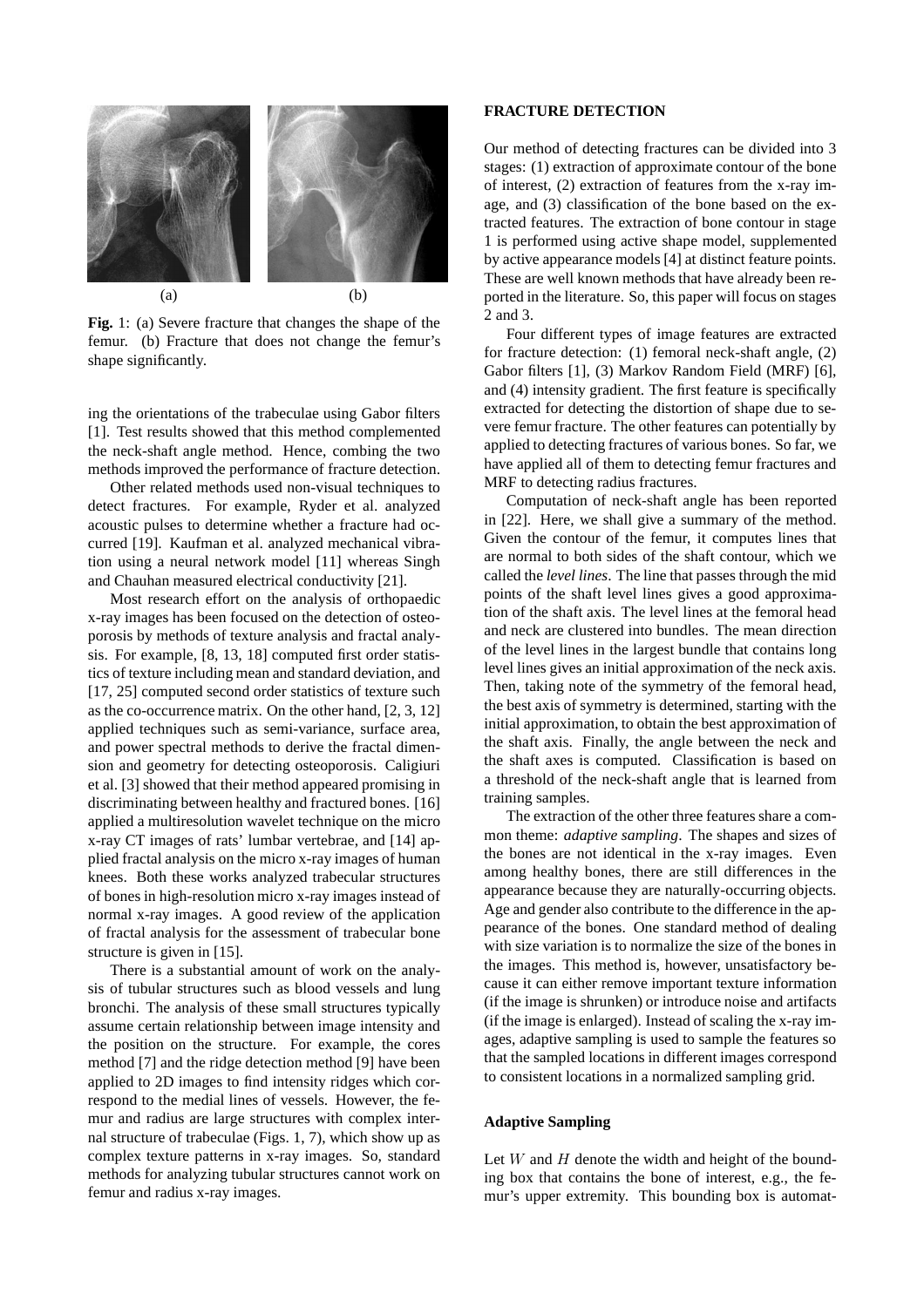(a) (b)

**Fig.** 1: (a) Severe fracture that changes the shape of the femur. (b) Fracture that does not change the femur's shape significantly.

ing the orientations of the trabeculae using Gabor filters [1]. Test results showed that this method complemented the neck-shaft angle method. Hence, combing the two methods improved the performance of fracture detection.

Other related methods used non-visual techniques to detect fractures. For example, Ryder et al. analyzed acoustic pulses to determine whether a fracture had occurred [19]. Kaufman et al. analyzed mechanical vibration using a neural network model [11] whereas Singh and Chauhan measured electrical conductivity [21].

Most research effort on the analysis of orthopaedic x-ray images has been focused on the detection of osteoporosis by methods of texture analysis and fractal analysis. For example, [8, 13, 18] computed first order statistics of texture including mean and standard deviation, and [17, 25] computed second order statistics of texture such as the co-occurrence matrix. On the other hand, [2, 3, 12] applied techniques such as semi-variance, surface area, and power spectral methods to derive the fractal dimension and geometry for detecting osteoporosis. Caligiuri et al. [3] showed that their method appeared promising in discriminating between healthy and fractured bones. [16] applied a multiresolution wavelet technique on the micro x-ray CT images of rats' lumbar vertebrae, and [14] applied fractal analysis on the micro x-ray images of human knees. Both these works analyzed trabecular structures of bones in high-resolution micro x-ray images instead of normal x-ray images. A good review of the application of fractal analysis for the assessment of trabecular bone structure is given in [15].

There is a substantial amount of work on the analysis of tubular structures such as blood vessels and lung bronchi. The analysis of these small structures typically assume certain relationship between image intensity and the position on the structure. For example, the cores method [7] and the ridge detection method [9] have been applied to 2D images to find intensity ridges which correspond to the medial lines of vessels. However, the femur and radius are large structures with complex internal structure of trabeculae (Figs. 1, 7), which show up as complex texture patterns in x-ray images. So, standard methods for analyzing tubular structures cannot work on femur and radius x-ray images.

## FRACTURE DETECTION

Our method of detecting fractures can be divided into 3 stages: (1) extraction of approximate contour of the bone of interest, (2) extraction of features from the x-ray image, and (3) classification of the bone based on the extracted features. The extraction of bone contour in stage 1 is performed using active shape model, supplemented by active appearance models [4] at distinct feature points. These are well known methods that have already been reported in the literature. So, this paper will focus on stages 2 and 3.

Four different types of image features are extracted for fracture detection: (1) femoral neck-shaft angle, (2) Gabor filters [1], (3) Markov Random Field (MRF) [6], and (4) intensity gradient. The first feature is specifically extracted for detecting the distortion of shape due to severe femur fracture. The other features can potentially by applied to detecting fractures of various bones. So far, we have applied all of them to detecting femur fractures and MRF to detecting radius fractures.

Computation of neck-shaft angle has been reported in [22]. Here, we shall give a summary of the method. Given the contour of the femur, it computes lines that are normal to both sides of the shaft contour, which we called the *level lines*. The line that passes through the mid points of the shaft level lines gives a good approximation of the shaft axis. The level lines at the femoral head and neck are clustered into bundles. The mean direction of the level lines in the largest bundle that contains long level lines gives an initial approximation of the neck axis. Then, taking note of the symmetry of the femoral head, the best axis of symmetry is determined, starting with the initial approximation, to obtain the best approximation of the shaft axis. Finally, the angle between the neck and the shaft axes is computed. Classification is based on a threshold of the neck-shaft angle that is learned from training samples.

The extraction of the other three features share a common theme: *adaptive sampling*. The shapes and sizes of the bones are not identical in the x-ray images. Even among healthy bones, there are still differences in the appearance because they are naturally-occurring objects. Age and gender also contribute to the difference in the appearance of the bones. One standard method of dealing with size variation is to normalize the size of the bones in the images. This method is, however, unsatisfactory because it can either remove important texture information (if the image is shrunken) or introduce noise and artifacts (if the image is enlarged). Instead of scaling the x-ray images, adaptive sampling is used to sample the features so that the sampled locations in different images correspond to consistent locations in a normalized sampling grid.

### Adaptive Sampling

Let $W$ and $H$ denote the width and height of the bounding box that contains the bone of interest, e.g., the femur's upper extremity. This bounding box is automat-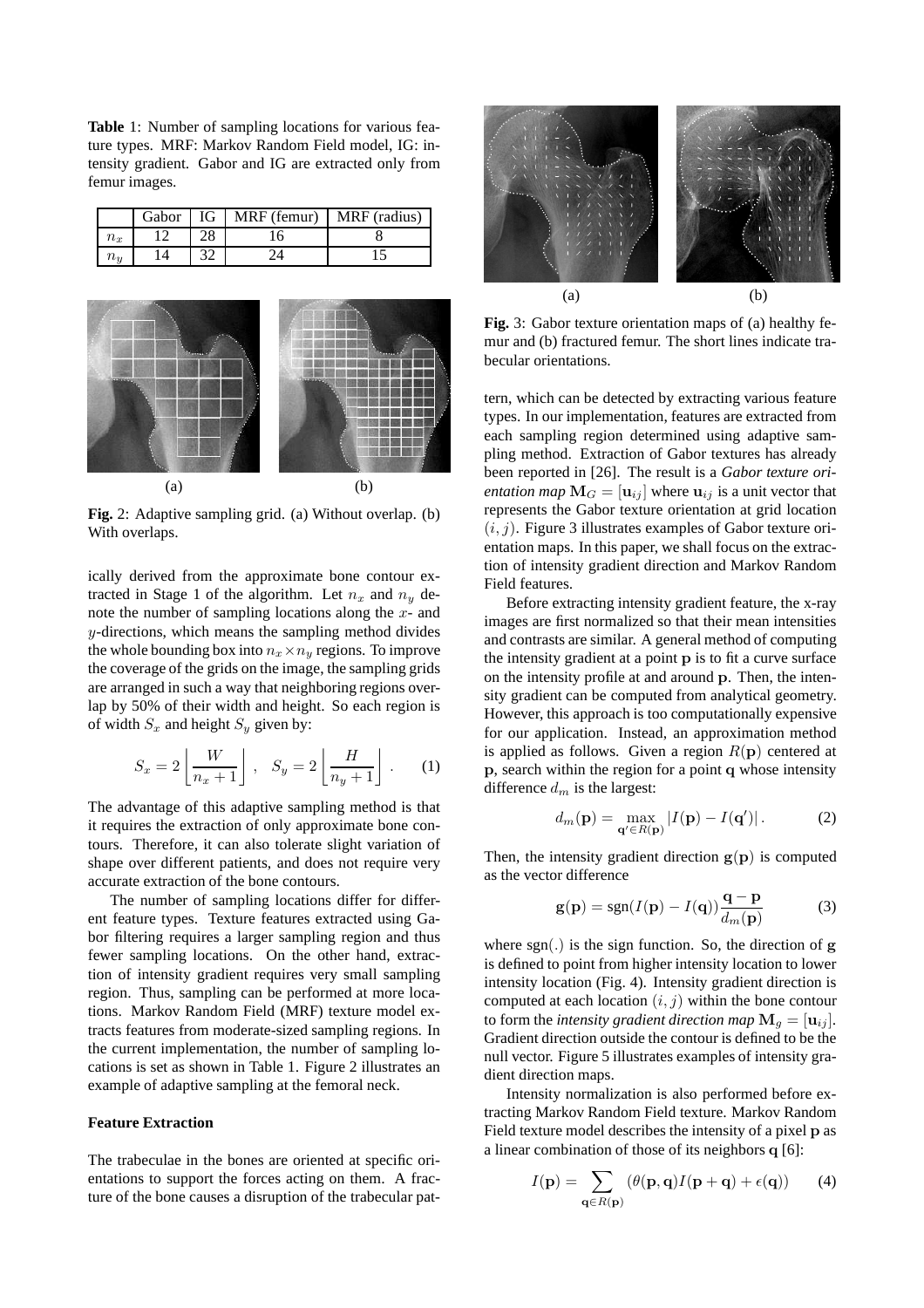**Table** 1: Number of sampling locations for various feature types. MRF: Markov Random Field model, IG: intensity gradient. Gabor and IG are extracted only from femur images.

|  | Gabor | IG | MRF (femur) | MRF (radius) |
|---|---|---|---|---|
| $n_x$ | 12 | 28 | 16 | 8 |
| $n_y$ | 14 | 32 | 24 | 15 |

**Fig.** 2: Adaptive sampling grid. (a) Without overlap. (b) With overlaps.

ically derived from the approximate bone contour extracted in Stage 1 of the algorithm. Let $n_x$ and $n_y$ denote the number of sampling locations along the $x$- and $y$-directions, which means the sampling method divides the whole bounding box into $n_x \times n_y$ regions. To improve the coverage of the grids on the image, the sampling grids are arranged in such a way that neighboring regions overlap by 50% of their width and height. So each region is of width $S_x$ and height $S_y$ given by:

$$S_x = 2 \left\lfloor \frac{W}{n_x + 1} \right\rfloor , \quad S_y = 2 \left\lfloor \frac{H}{n_y + 1} \right\rfloor . \qquad (1)$$

The advantage of this adaptive sampling method is that it requires the extraction of only approximate bone contours. Therefore, it can also tolerate slight variation of shape over different patients, and does not require very accurate extraction of the bone contours.

The number of sampling locations differ for different feature types. Texture features extracted using Gabor filtering requires a larger sampling region and thus fewer sampling locations. On the other hand, extraction of intensity gradient requires very small sampling region. Thus, sampling can be performed at more locations. Markov Random Field (MRF) texture model extracts features from moderate-sized sampling regions. In the current implementation, the number of sampling locations is set as shown in Table 1. Figure 2 illustrates an example of adaptive sampling at the femoral neck.

**Feature Extraction**

The trabeculae in the bones are oriented at specific orientations to support the forces acting on them. A fracture of the bone causes a disruption of the trabecular pattern, which can be detected by extracting various feature types. In our implementation, features are extracted from each sampling region determined using adaptive sampling method. Extraction of Gabor textures has already been reported in [26]. The result is a *Gabor texture orientation map* $\mathbf{M}_G = [\mathbf{u}_{ij}]$ where $\mathbf{u}_{ij}$ is a unit vector that represents the Gabor texture orientation at grid location $(i, j)$. Figure 3 illustrates examples of Gabor texture orientation maps. In this paper, we shall focus on the extraction of intensity gradient direction and Markov Random Field features.

**Fig.** 3: Gabor texture orientation maps of (a) healthy femur and (b) fractured femur. The short lines indicate trabecular orientations.

Before extracting intensity gradient feature, the x-ray images are first normalized so that their mean intensities and contrasts are similar. A general method of computing the intensity gradient at a point $\mathbf{p}$ is to fit a curve surface on the intensity profile at and around $\mathbf{p}$. Then, the intensity gradient can be computed from analytical geometry. However, this approach is too computationally expensive for our application. Instead, an approximation method is applied as follows. Given a region $R(\mathbf{p})$ centered at $\mathbf{p}$, search within the region for a point $\mathbf{q}$ whose intensity difference $d_m$ is the largest:

$$d_m(\mathbf{p}) = \max_{\mathbf{q}' \in R(\mathbf{p})} |I(\mathbf{p}) - I(\mathbf{q}')| . \qquad (2)$$

Then, the intensity gradient direction $\mathbf{g}(\mathbf{p})$ is computed as the vector difference

$$\mathbf{g}(\mathbf{p}) = \text{sgn}(I(\mathbf{p}) - I(\mathbf{q})) \frac{\mathbf{q} - \mathbf{p}}{d_m(\mathbf{p})} \qquad (3)$$

where sgn(.) is the sign function. So, the direction of $\mathbf{g}$ is defined to point from higher intensity location to lower intensity location (Fig. 4). Intensity gradient direction is computed at each location $(i, j)$ within the bone contour to form the *intensity gradient direction map* $\mathbf{M}_g = [\mathbf{u}_{ij}]$. Gradient direction outside the contour is defined to be the null vector. Figure 5 illustrates examples of intensity gradient direction maps.

Intensity normalization is also performed before extracting Markov Random Field texture. Markov Random Field texture model describes the intensity of a pixel $\mathbf{p}$ as a linear combination of those of its neighbors $\mathbf{q}$ [6]:

$$I(\mathbf{p}) = \sum_{\mathbf{q} \in R(\mathbf{p})} (\theta(\mathbf{p}, \mathbf{q}) I(\mathbf{p} + \mathbf{q}) + \epsilon(\mathbf{q})) \qquad (4)$$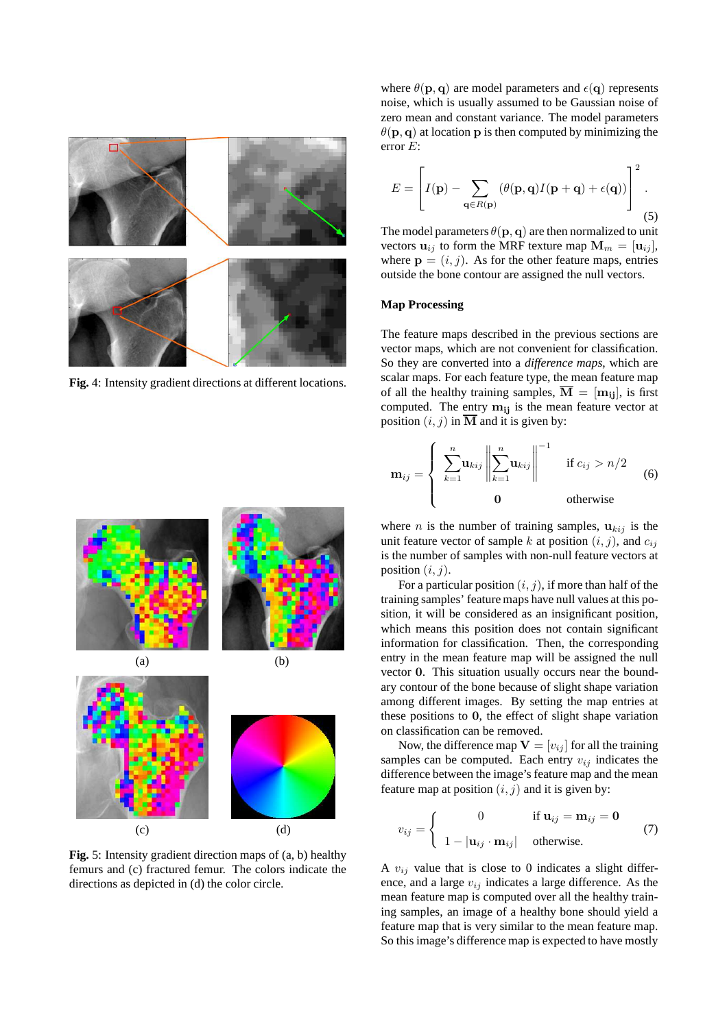Fig. 4: Intensity gradient directions at different locations.

(a) (b) (c) (d)

**Fig.** 5: Intensity gradient direction maps of (a, b) healthy femurs and (c) fractured femur. The colors indicate the directions as depicted in (d) the color circle.

where $\theta(\mathbf{p}, \mathbf{q})$ are model parameters and $\epsilon(\mathbf{q})$ represents noise, which is usually assumed to be Gaussian noise of zero mean and constant variance. The model parameters $\theta(\mathbf{p}, \mathbf{q})$ at location $\mathbf{p}$ is then computed by minimizing the error $E$:

$$E = \left[ I(\mathbf{p}) - \sum_{\mathbf{q} \in R(\mathbf{p})} (\theta(\mathbf{p}, \mathbf{q}) I(\mathbf{p} + \mathbf{q}) + \epsilon(\mathbf{q})) \right]^2 . \tag{5}$$

The model parameters $\theta(\mathbf{p}, \mathbf{q})$ are then normalized to unit vectors $\mathbf{u}_{ij}$ to form the MRF texture map $\mathbf{M}_m = [\mathbf{u}_{ij}]$, where $\mathbf{p} = (i, j)$. As for the other feature maps, entries outside the bone contour are assigned the null vectors.

### Map Processing

The feature maps described in the previous sections are vector maps, which are not convenient for classification. So they are converted into a *difference maps*, which are scalar maps. For each feature type, the mean feature map of all the healthy training samples, $\overline{\mathbf{M}} = [\mathbf{m_{ij}}]$, is first computed. The entry $\mathbf{m_{ij}}$ is the mean feature vector at position $(i, j)$ in $\overline{\mathbf{M}}$ and it is given by:

$$\mathbf{m}_{ij} = \begin{cases} \displaystyle\sum_{k=1}^{n} \mathbf{u}_{kij} \left\| \sum_{k=1}^{n} \mathbf{u}_{kij} \right\|^{-1} & \text{if } c_{ij} > n/2 \\ \mathbf{0} & \text{otherwise} \end{cases} \tag{6}$$

where $n$ is the number of training samples, $\mathbf{u}_{kij}$ is the unit feature vector of sample $k$ at position $(i, j)$, and $c_{ij}$ is the number of samples with non-null feature vectors at position $(i, j)$.

For a particular position $(i, j)$, if more than half of the training samples' feature maps have null values at this position, it will be considered as an insignificant position, which means this position does not contain significant information for classification. Then, the corresponding entry in the mean feature map will be assigned the null vector $\mathbf{0}$. This situation usually occurs near the boundary contour of the bone because of slight shape variation among different images. By setting the map entries at these positions to $\mathbf{0}$, the effect of slight shape variation on classification can be removed.

Now, the difference map $\mathbf{V} = [v_{ij}]$ for all the training samples can be computed. Each entry $v_{ij}$ indicates the difference between the image's feature map and the mean feature map at position $(i, j)$ and it is given by:

$$v_{ij} = \begin{cases} 0 & \text{if } \mathbf{u}_{ij} = \mathbf{m}_{ij} = \mathbf{0} \\ 1 - |\mathbf{u}_{ij} \cdot \mathbf{m}_{ij}| & \text{otherwise.} \end{cases} \tag{7}$$

A $v_{ij}$ value that is close to 0 indicates a slight difference, and a large $v_{ij}$ indicates a large difference. As the mean feature map is computed over all the healthy training samples, an image of a healthy bone should yield a feature map that is very similar to the mean feature map. So this image's difference map is expected to have mostly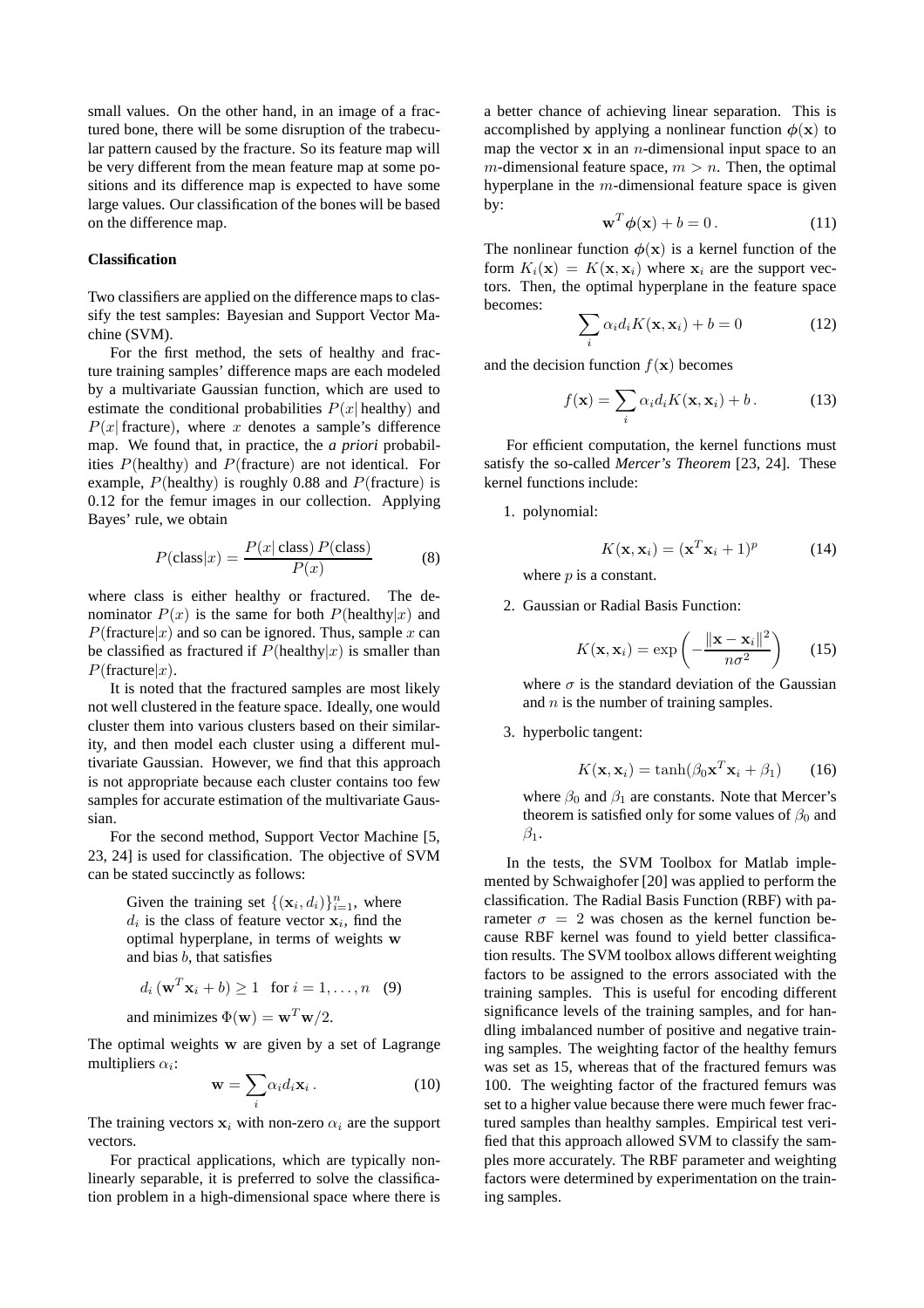small values. On the other hand, in an image of a fractured bone, there will be some disruption of the trabecular pattern caused by the fracture. So its feature map will be very different from the mean feature map at some positions and its difference map is expected to have some large values. Our classification of the bones will be based on the difference map.

### Classification

Two classifiers are applied on the difference maps to classify the test samples: Bayesian and Support Vector Machine (SVM).

For the first method, the sets of healthy and fracture training samples' difference maps are each modeled by a multivariate Gaussian function, which are used to estimate the conditional probabilities $P(x|\,\text{healthy})$ and $P(x|\,\text{fracture})$, where $x$ denotes a sample's difference map. We found that, in practice, the *a priori* probabilities $P(\text{healthy})$ and $P(\text{fracture})$ are not identical. For example, $P(\text{healthy})$ is roughly 0.88 and $P(\text{fracture})$ is 0.12 for the femur images in our collection. Applying Bayes' rule, we obtain

$$P(\text{class}|x) = \frac{P(x|\,\text{class})\,P(\text{class})}{P(x)} \tag{8}$$

where class is either healthy or fractured. The denominator $P(x)$ is the same for both $P(\text{healthy}|x)$ and $P(\text{fracture}|x)$ and so can be ignored. Thus, sample $x$ can be classified as fractured if $P(\text{healthy}|x)$ is smaller than $P(\text{fracture}|x)$.

It is noted that the fractured samples are most likely not well clustered in the feature space. Ideally, one would cluster them into various clusters based on their similarity, and then model each cluster using a different multivariate Gaussian. However, we find that this approach is not appropriate because each cluster contains too few samples for accurate estimation of the multivariate Gaussian.

For the second method, Support Vector Machine [5, 23, 24] is used for classification. The objective of SVM can be stated succinctly as follows:

> Given the training set $\{(\mathbf{x}_i, d_i)\}_{i=1}^{n}$, where $d_i$ is the class of feature vector $\mathbf{x}_i$, find the optimal hyperplane, in terms of weights $\mathbf{w}$ and bias $b$, that satisfies
>
> $$d_i\,(\mathbf{w}^T\mathbf{x}_i + b) \geq 1 \quad \text{for } i = 1, \ldots, n \tag{9}$$
>
> and minimizes $\Phi(\mathbf{w}) = \mathbf{w}^T\mathbf{w}/2$.

The optimal weights $\mathbf{w}$ are given by a set of Lagrange multipliers $\alpha_i$:

$$\mathbf{w} = \sum_i \alpha_i d_i \mathbf{x}_i\,. \tag{10}$$

The training vectors $\mathbf{x}_i$ with non-zero $\alpha_i$ are the support vectors.

For practical applications, which are typically nonlinearly separable, it is preferred to solve the classification problem in a high-dimensional space where there is a better chance of achieving linear separation. This is accomplished by applying a nonlinear function $\boldsymbol{\phi}(\mathbf{x})$ to map the vector $\mathbf{x}$ in an $n$-dimensional input space to an $m$-dimensional feature space, $m > n$. Then, the optimal hyperplane in the $m$-dimensional feature space is given by:

$$\mathbf{w}^T\boldsymbol{\phi}(\mathbf{x}) + b = 0\,. \tag{11}$$

The nonlinear function $\boldsymbol{\phi}(\mathbf{x})$ is a kernel function of the form $K_i(\mathbf{x}) = K(\mathbf{x}, \mathbf{x}_i)$ where $\mathbf{x}_i$ are the support vectors. Then, the optimal hyperplane in the feature space becomes:

$$\sum_i \alpha_i d_i K(\mathbf{x}, \mathbf{x}_i) + b = 0 \tag{12}$$

and the decision function $f(\mathbf{x})$ becomes

$$f(\mathbf{x}) = \sum_i \alpha_i d_i K(\mathbf{x}, \mathbf{x}_i) + b\,. \tag{13}$$

For efficient computation, the kernel functions must satisfy the so-called *Mercer's Theorem* [23, 24]. These kernel functions include:

1. polynomial:

   $$K(\mathbf{x}, \mathbf{x}_i) = (\mathbf{x}^T\mathbf{x}_i + 1)^p \tag{14}$$

   where $p$ is a constant.

2. Gaussian or Radial Basis Function:

   $$K(\mathbf{x}, \mathbf{x}_i) = \exp\left(-\frac{\|\mathbf{x} - \mathbf{x}_i\|^2}{n\sigma^2}\right) \tag{15}$$

   where $\sigma$ is the standard deviation of the Gaussian and $n$ is the number of training samples.

3. hyperbolic tangent:

   $$K(\mathbf{x}, \mathbf{x}_i) = \tanh(\beta_0\mathbf{x}^T\mathbf{x}_i + \beta_1) \tag{16}$$

   where $\beta_0$ and $\beta_1$ are constants. Note that Mercer's theorem is satisfied only for some values of $\beta_0$ and $\beta_1$.

In the tests, the SVM Toolbox for Matlab implemented by Schwaighofer [20] was applied to perform the classification. The Radial Basis Function (RBF) with parameter $\sigma = 2$ was chosen as the kernel function because RBF kernel was found to yield better classification results. The SVM toolbox allows different weighting factors to be assigned to the errors associated with the training samples. This is useful for encoding different significance levels of the training samples, and for handling imbalanced number of positive and negative training samples. The weighting factor of the healthy femurs was set as 15, whereas that of the fractured femurs was 100. The weighting factor of the fractured femurs was set to a higher value because there were much fewer fractured samples than healthy samples. Empirical test verified that this approach allowed SVM to classify the samples more accurately. The RBF parameter and weighting factors were determined by experimentation on the training samples.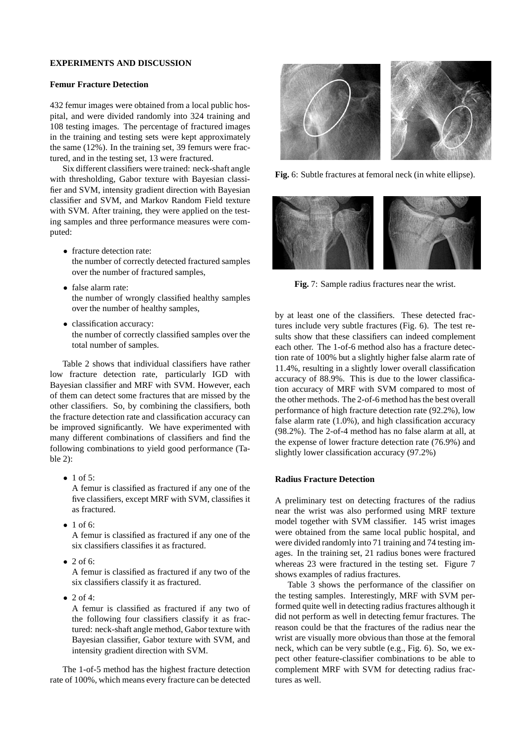## EXPERIMENTS AND DISCUSSION

### Femur Fracture Detection

432 femur images were obtained from a local public hospital, and were divided randomly into 324 training and 108 testing images. The percentage of fractured images in the training and testing sets were kept approximately the same (12%). In the training set, 39 femurs were fractured, and in the testing set, 13 were fractured.

Six different classifiers were trained: neck-shaft angle with thresholding, Gabor texture with Bayesian classifier and SVM, intensity gradient direction with Bayesian classifier and SVM, and Markov Random Field texture with SVM. After training, they were applied on the testing samples and three performance measures were computed:

- fracture detection rate:
  the number of correctly detected fractured samples over the number of fractured samples,
- false alarm rate:
  the number of wrongly classified healthy samples over the number of healthy samples,
- classification accuracy:
  the number of correctly classified samples over the total number of samples.

Table 2 shows that individual classifiers have rather low fracture detection rate, particularly IGD with Bayesian classifier and MRF with SVM. However, each of them can detect some fractures that are missed by the other classifiers. So, by combining the classifiers, both the fracture detection rate and classification accuracy can be improved significantly. We have experimented with many different combinations of classifiers and find the following combinations to yield good performance (Table 2):

- 1 of 5:
  A femur is classified as fractured if any one of the five classifiers, except MRF with SVM, classifies it as fractured.
- 1 of 6:
  A femur is classified as fractured if any one of the six classifiers classifies it as fractured.
- 2 of 6:
  A femur is classified as fractured if any two of the six classifiers classify it as fractured.
- 2 of 4:
  A femur is classified as fractured if any two of the following four classifiers classify it as fractured: neck-shaft angle method, Gabor texture with Bayesian classifier, Gabor texture with SVM, and intensity gradient direction with SVM.

The 1-of-5 method has the highest fracture detection rate of 100%, which means every fracture can be detected by at least one of the classifiers. These detected fractures include very subtle fractures (Fig. 6). The test results show that these classifiers can indeed complement each other. The 1-of-6 method also has a fracture detection rate of 100% but a slightly higher false alarm rate of 11.4%, resulting in a slightly lower overall classification accuracy of 88.9%. This is due to the lower classification accuracy of MRF with SVM compared to most of the other methods. The 2-of-6 method has the best overall performance of high fracture detection rate (92.2%), low false alarm rate (1.0%), and high classification accuracy (98.2%). The 2-of-4 method has no false alarm at all, at the expense of lower fracture detection rate (76.9%) and slightly lower classification accuracy (97.2%)

**Fig.** 6: Subtle fractures at femoral neck (in white ellipse).

**Fig.** 7: Sample radius fractures near the wrist.

### Radius Fracture Detection

A preliminary test on detecting fractures of the radius near the wrist was also performed using MRF texture model together with SVM classifier. 145 wrist images were obtained from the same local public hospital, and were divided randomly into 71 training and 74 testing images. In the training set, 21 radius bones were fractured whereas 23 were fractured in the testing set. Figure 7 shows examples of radius fractures.

Table 3 shows the performance of the classifier on the testing samples. Interestingly, MRF with SVM performed quite well in detecting radius fractures although it did not perform as well in detecting femur fractures. The reason could be that the fractures of the radius near the wrist are visually more obvious than those at the femoral neck, which can be very subtle (e.g., Fig. 6). So, we expect other feature-classifier combinations to be able to complement MRF with SVM for detecting radius fractures as well.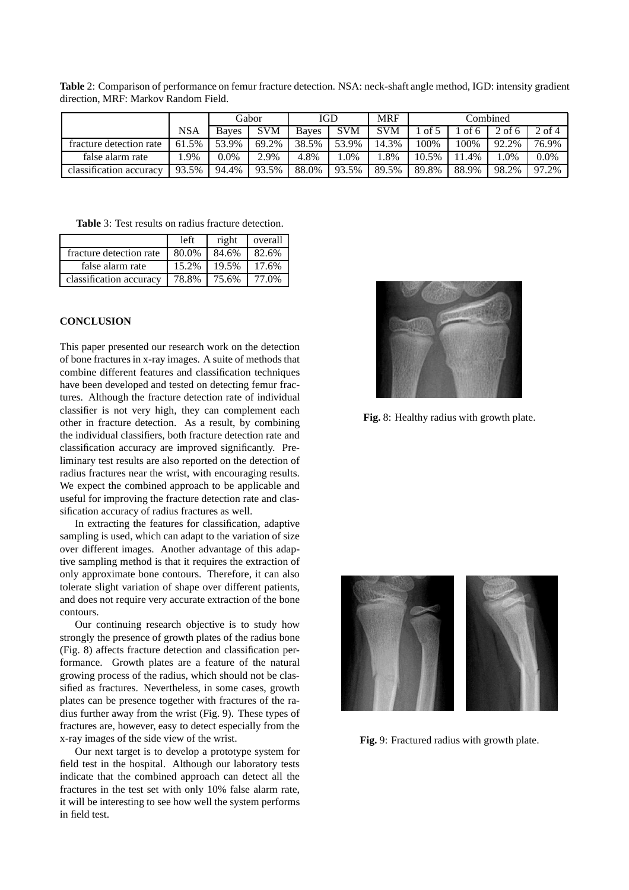**Table** 2: Comparison of performance on femur fracture detection. NSA: neck-shaft angle method, IGD: intensity gradient direction, MRF: Markov Random Field.

| | | Gabor | | IGD | | MRF | Combined | | | |
|---|---|---|---|---|---|---|---|---|---|---|
| | NSA | Bayes | SVM | Bayes | SVM | SVM | 1 of 5 | 1 of 6 | 2 of 6 | 2 of 4 |
| fracture detection rate | 61.5% | 53.9% | 69.2% | 38.5% | 53.9% | 14.3% | 100% | 100% | 92.2% | 76.9% |
| false alarm rate | 1.9% | 0.0% | 2.9% | 4.8% | 1.0% | 1.8% | 10.5% | 11.4% | 1.0% | 0.0% |
| classification accuracy | 93.5% | 94.4% | 93.5% | 88.0% | 93.5% | 89.5% | 89.8% | 88.9% | 98.2% | 97.2% |

**Table** 3: Test results on radius fracture detection.

| | left | right | overall |
|---|---|---|---|
| fracture detection rate | 80.0% | 84.6% | 82.6% |
| false alarm rate | 15.2% | 19.5% | 17.6% |
| classification accuracy | 78.8% | 75.6% | 77.0% |

## CONCLUSION

This paper presented our research work on the detection of bone fractures in x-ray images. A suite of methods that combine different features and classification techniques have been developed and tested on detecting femur fractures. Although the fracture detection rate of individual classifier is not very high, they can complement each other in fracture detection. As a result, by combining the individual classifiers, both fracture detection rate and classification accuracy are improved significantly. Preliminary test results are also reported on the detection of radius fractures near the wrist, with encouraging results. We expect the combined approach to be applicable and useful for improving the fracture detection rate and classification accuracy of radius fractures as well.

In extracting the features for classification, adaptive sampling is used, which can adapt to the variation of size over different images. Another advantage of this adaptive sampling method is that it requires the extraction of only approximate bone contours. Therefore, it can also tolerate slight variation of shape over different patients, and does not require very accurate extraction of the bone contours.

Our continuing research objective is to study how strongly the presence of growth plates of the radius bone (Fig. 8) affects fracture detection and classification performance. Growth plates are a feature of the natural growing process of the radius, which should not be classified as fractures. Nevertheless, in some cases, growth plates can be presence together with fractures of the radius further away from the wrist (Fig. 9). These types of fractures are, however, easy to detect especially from the x-ray images of the side view of the wrist.

Our next target is to develop a prototype system for field test in the hospital. Although our laboratory tests indicate that the combined approach can detect all the fractures in the test set with only 10% false alarm rate, it will be interesting to see how well the system performs in field test.

**Fig.** 8: Healthy radius with growth plate.

**Fig.** 9: Fractured radius with growth plate.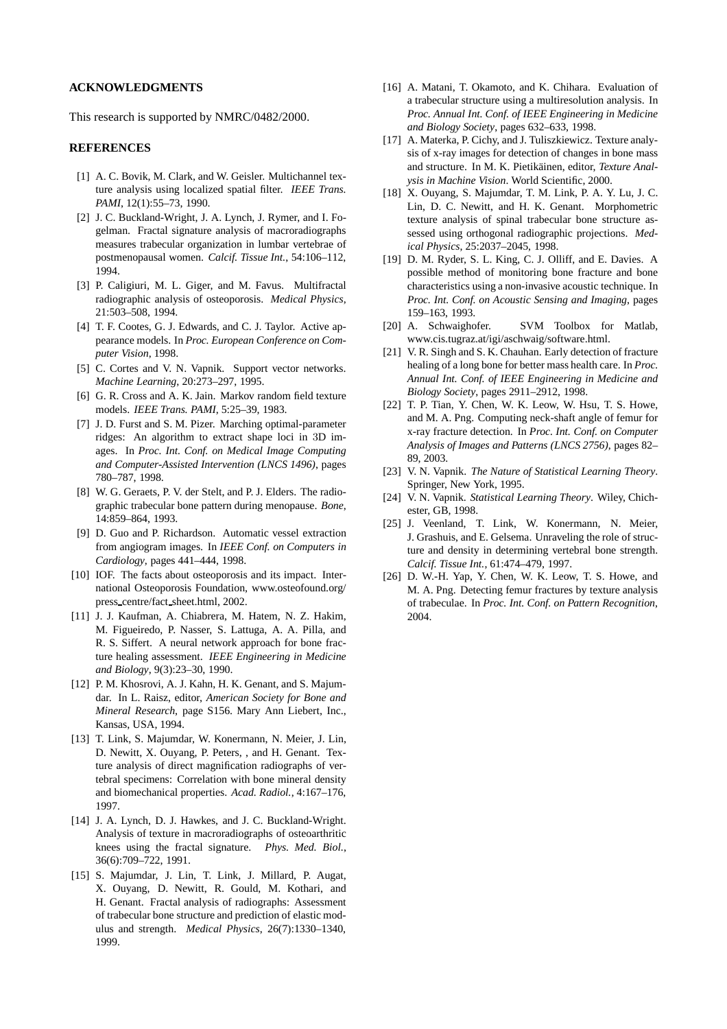## ACKNOWLEDGMENTS

This research is supported by NMRC/0482/2000.

## REFERENCES

[1] A. C. Bovik, M. Clark, and W. Geisler. Multichannel texture analysis using localized spatial filter. *IEEE Trans. PAMI*, 12(1):55–73, 1990.

[2] J. C. Buckland-Wright, J. A. Lynch, J. Rymer, and I. Fogelman. Fractal signature analysis of macroradiographs measures trabecular organization in lumbar vertebrae of postmenopausal women. *Calcif. Tissue Int.*, 54:106–112, 1994.

[3] P. Caligiuri, M. L. Giger, and M. Favus. Multifractal radiographic analysis of osteoporosis. *Medical Physics*, 21:503–508, 1994.

[4] T. F. Cootes, G. J. Edwards, and C. J. Taylor. Active appearance models. In *Proc. European Conference on Computer Vision*, 1998.

[5] C. Cortes and V. N. Vapnik. Support vector networks. *Machine Learning*, 20:273–297, 1995.

[6] G. R. Cross and A. K. Jain. Markov random field texture models. *IEEE Trans. PAMI*, 5:25–39, 1983.

[7] J. D. Furst and S. M. Pizer. Marching optimal-parameter ridges: An algorithm to extract shape loci in 3D images. In *Proc. Int. Conf. on Medical Image Computing and Computer-Assisted Intervention (LNCS 1496)*, pages 780–787, 1998.

[8] W. G. Geraets, P. V. der Stelt, and P. J. Elders. The radiographic trabecular bone pattern during menopause. *Bone*, 14:859–864, 1993.

[9] D. Guo and P. Richardson. Automatic vessel extraction from angiogram images. In *IEEE Conf. on Computers in Cardiology*, pages 441–444, 1998.

[10] IOF. The facts about osteoporosis and its impact. International Osteoporosis Foundation, www.osteofound.org/press_centre/fact_sheet.html, 2002.

[11] J. J. Kaufman, A. Chiabrera, M. Hatem, N. Z. Hakim, M. Figueiredo, P. Nasser, S. Lattuga, A. A. Pilla, and R. S. Siffert. A neural network approach for bone fracture healing assessment. *IEEE Engineering in Medicine and Biology*, 9(3):23–30, 1990.

[12] P. M. Khosrovi, A. J. Kahn, H. K. Genant, and S. Majumdar. In L. Raisz, editor, *American Society for Bone and Mineral Research*, page S156. Mary Ann Liebert, Inc., Kansas, USA, 1994.

[13] T. Link, S. Majumdar, W. Konermann, N. Meier, J. Lin, D. Newitt, X. Ouyang, P. Peters, , and H. Genant. Texture analysis of direct magnification radiographs of vertebral specimens: Correlation with bone mineral density and biomechanical properties. *Acad. Radiol.*, 4:167–176, 1997.

[14] J. A. Lynch, D. J. Hawkes, and J. C. Buckland-Wright. Analysis of texture in macroradiographs of osteoarthritic knees using the fractal signature. *Phys. Med. Biol.*, 36(6):709–722, 1991.

[15] S. Majumdar, J. Lin, T. Link, J. Millard, P. Augat, X. Ouyang, D. Newitt, R. Gould, M. Kothari, and H. Genant. Fractal analysis of radiographs: Assessment of trabecular bone structure and prediction of elastic modulus and strength. *Medical Physics*, 26(7):1330–1340, 1999.

[16] A. Matani, T. Okamoto, and K. Chihara. Evaluation of a trabecular structure using a multiresolution analysis. In *Proc. Annual Int. Conf. of IEEE Engineering in Medicine and Biology Society*, pages 632–633, 1998.

[17] A. Materka, P. Cichy, and J. Tuliszkiewicz. Texture analysis of x-ray images for detection of changes in bone mass and structure. In M. K. Pietikäinen, editor, *Texture Analysis in Machine Vision*. World Scientific, 2000.

[18] X. Ouyang, S. Majumdar, T. M. Link, P. A. Y. Lu, J. C. Lin, D. C. Newitt, and H. K. Genant. Morphometric texture analysis of spinal trabecular bone structure assessed using orthogonal radiographic projections. *Medical Physics*, 25:2037–2045, 1998.

[19] D. M. Ryder, S. L. King, C. J. Olliff, and E. Davies. A possible method of monitoring bone fracture and bone characteristics using a non-invasive acoustic technique. In *Proc. Int. Conf. on Acoustic Sensing and Imaging*, pages 159–163, 1993.

[20] A. Schwaighofer. SVM Toolbox for Matlab, www.cis.tugraz.at/igi/aschwaig/software.html.

[21] V. R. Singh and S. K. Chauhan. Early detection of fracture healing of a long bone for better mass health care. In *Proc. Annual Int. Conf. of IEEE Engineering in Medicine and Biology Society*, pages 2911–2912, 1998.

[22] T. P. Tian, Y. Chen, W. K. Leow, W. Hsu, T. S. Howe, and M. A. Png. Computing neck-shaft angle of femur for x-ray fracture detection. In *Proc. Int. Conf. on Computer Analysis of Images and Patterns (LNCS 2756)*, pages 82–89, 2003.

[23] V. N. Vapnik. *The Nature of Statistical Learning Theory*. Springer, New York, 1995.

[24] V. N. Vapnik. *Statistical Learning Theory*. Wiley, Chichester, GB, 1998.

[25] J. Veenland, T. Link, W. Konermann, N. Meier, J. Grashuis, and E. Gelsema. Unraveling the role of structure and density in determining vertebral bone strength. *Calcif. Tissue Int.*, 61:474–479, 1997.

[26] D. W.-H. Yap, Y. Chen, W. K. Leow, T. S. Howe, and M. A. Png. Detecting femur fractures by texture analysis of trabeculae. In *Proc. Int. Conf. on Pattern Recognition*, 2004.